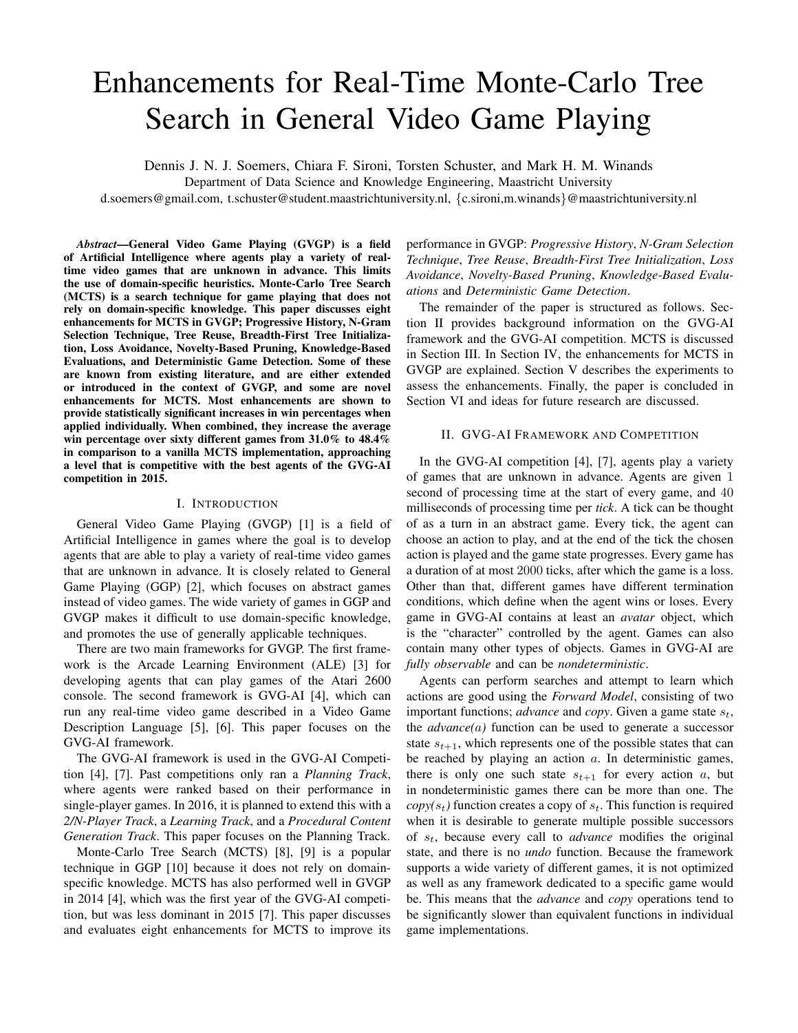# Enhancements for Real-Time Monte-Carlo Tree Search in General Video Game Playing

Dennis J. N. J. Soemers, Chiara F. Sironi, Torsten Schuster, and Mark H. M. Winands

Department of Data Science and Knowledge Engineering, Maastricht University

d.soemers@gmail.com, t.schuster@student.maastrichtuniversity.nl, {c.sironi,m.winands}@maastrichtuniversity.nl

***Abstract*—General Video Game Playing (GVGP) is a field of Artificial Intelligence where agents play a variety of real-time video games that are unknown in advance. This limits the use of domain-specific heuristics. Monte-Carlo Tree Search (MCTS) is a search technique for game playing that does not rely on domain-specific knowledge. This paper discusses eight enhancements for MCTS in GVGP; Progressive History, N-Gram Selection Technique, Tree Reuse, Breadth-First Tree Initialization, Loss Avoidance, Novelty-Based Pruning, Knowledge-Based Evaluations, and Deterministic Game Detection. Some of these are known from existing literature, and are either extended or introduced in the context of GVGP, and some are novel enhancements for MCTS. Most enhancements are shown to provide statistically significant increases in win percentages when applied individually. When combined, they increase the average win percentage over sixty different games from 31.0% to 48.4% in comparison to a vanilla MCTS implementation, approaching a level that is competitive with the best agents of the GVG-AI competition in 2015.**

## I. Introduction

General Video Game Playing (GVGP) [1] is a field of Artificial Intelligence in games where the goal is to develop agents that are able to play a variety of real-time video games that are unknown in advance. It is closely related to General Game Playing (GGP) [2], which focuses on abstract games instead of video games. The wide variety of games in GGP and GVGP makes it difficult to use domain-specific knowledge, and promotes the use of generally applicable techniques.

There are two main frameworks for GVGP. The first framework is the Arcade Learning Environment (ALE) [3] for developing agents that can play games of the Atari 2600 console. The second framework is GVG-AI [4], which can run any real-time video game described in a Video Game Description Language [5], [6]. This paper focuses on the GVG-AI framework.

The GVG-AI framework is used in the GVG-AI Competition [4], [7]. Past competitions only ran a *Planning Track*, where agents were ranked based on their performance in single-player games. In 2016, it is planned to extend this with a *2/N-Player Track*, a *Learning Track*, and a *Procedural Content Generation Track*. This paper focuses on the Planning Track.

Monte-Carlo Tree Search (MCTS) [8], [9] is a popular technique in GGP [10] because it does not rely on domain-specific knowledge. MCTS has also performed well in GVGP in 2014 [4], which was the first year of the GVG-AI competition, but was less dominant in 2015 [7]. This paper discusses and evaluates eight enhancements for MCTS to improve its performance in GVGP: *Progressive History*, *N-Gram Selection Technique*, *Tree Reuse*, *Breadth-First Tree Initialization*, *Loss Avoidance*, *Novelty-Based Pruning*, *Knowledge-Based Evaluations* and *Deterministic Game Detection*.

The remainder of the paper is structured as follows. Section II provides background information on the GVG-AI framework and the GVG-AI competition. MCTS is discussed in Section III. In Section IV, the enhancements for MCTS in GVGP are explained. Section V describes the experiments to assess the enhancements. Finally, the paper is concluded in Section VI and ideas for future research are discussed.

## II. GVG-AI Framework and Competition

In the GVG-AI competition [4], [7], agents play a variety of games that are unknown in advance. Agents are given 1 second of processing time at the start of every game, and 40 milliseconds of processing time per *tick*. A tick can be thought of as a turn in an abstract game. Every tick, the agent can choose an action to play, and at the end of the tick the chosen action is played and the game state progresses. Every game has a duration of at most 2000 ticks, after which the game is a loss. Other than that, different games have different termination conditions, which define when the agent wins or loses. Every game in GVG-AI contains at least an *avatar* object, which is the "character" controlled by the agent. Games can also contain many other types of objects. Games in GVG-AI are *fully observable* and can be *nondeterministic*.

Agents can perform searches and attempt to learn which actions are good using the *Forward Model*, consisting of two important functions; *advance* and *copy*. Given a game state $s_t$, the *advance(a)* function can be used to generate a successor state $s_{t+1}$, which represents one of the possible states that can be reached by playing an action $a$. In deterministic games, there is only one such state $s_{t+1}$ for every action $a$, but in nondeterministic games there can be more than one. The *copy($s_t$)* function creates a copy of $s_t$. This function is required when it is desirable to generate multiple possible successors of $s_t$, because every call to *advance* modifies the original state, and there is no *undo* function. Because the framework supports a wide variety of different games, it is not optimized as well as any framework dedicated to a specific game would be. This means that the *advance* and *copy* operations tend to be significantly slower than equivalent functions in individual game implementations.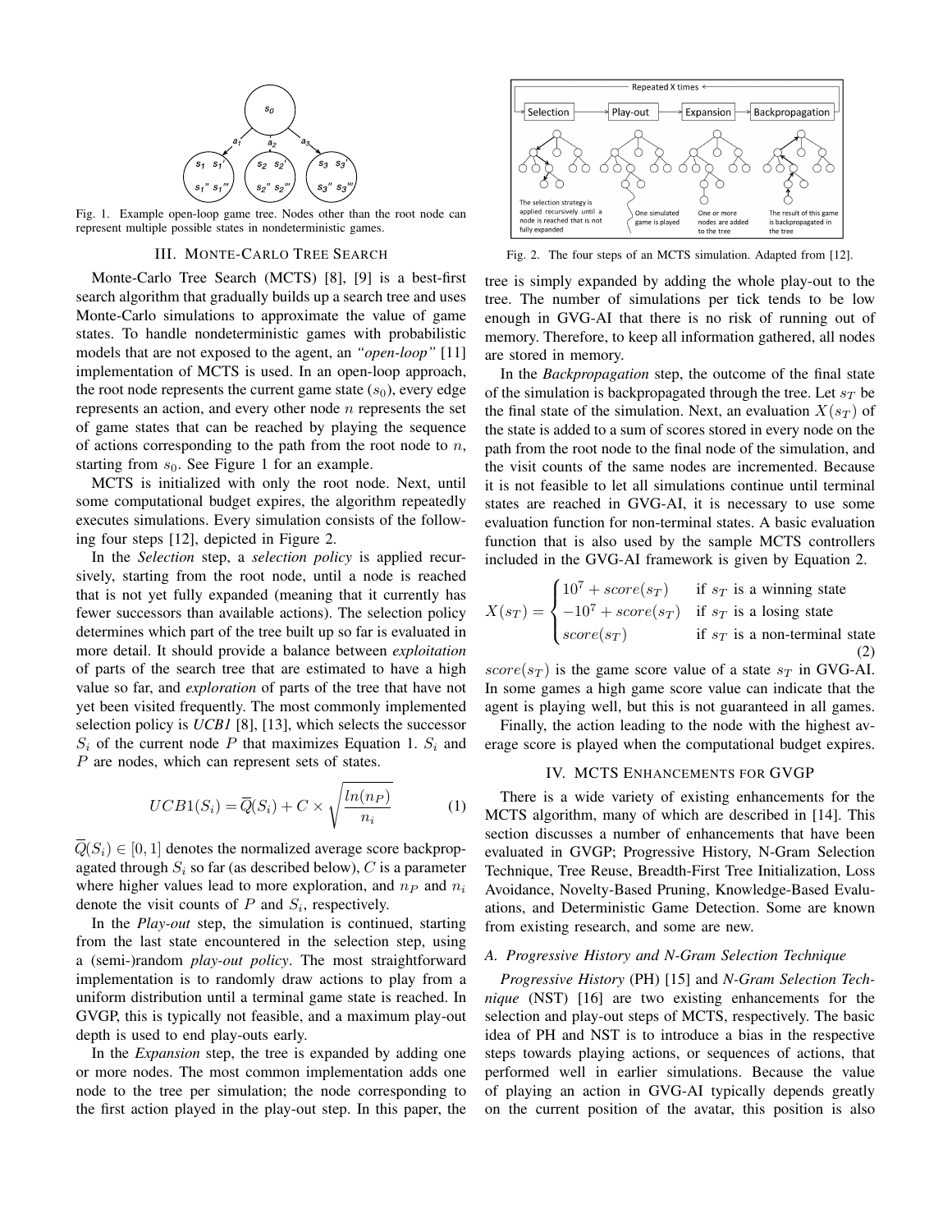Fig. 1. Example open-loop game tree. Nodes other than the root node can represent multiple possible states in nondeterministic games.

## III. Monte-Carlo Tree Search

Monte-Carlo Tree Search (MCTS) [8], [9] is a best-first search algorithm that gradually builds up a search tree and uses Monte-Carlo simulations to approximate the value of game states. To handle nondeterministic games with probabilistic models that are not exposed to the agent, an *"open-loop"* [11] implementation of MCTS is used. In an open-loop approach, the root node represents the current game state ($s_0$), every edge represents an action, and every other node $n$ represents the set of game states that can be reached by playing the sequence of actions corresponding to the path from the root node to $n$, starting from $s_0$. See Figure 1 for an example.

MCTS is initialized with only the root node. Next, until some computational budget expires, the algorithm repeatedly executes simulations. Every simulation consists of the following four steps [12], depicted in Figure 2.

In the *Selection* step, a *selection policy* is applied recursively, starting from the root node, until a node is reached that is not yet fully expanded (meaning that it currently has fewer successors than available actions). The selection policy determines which part of the tree built up so far is evaluated in more detail. It should provide a balance between *exploitation* of parts of the search tree that are estimated to have a high value so far, and *exploration* of parts of the tree that have not yet been visited frequently. The most commonly implemented selection policy is *UCB1* [8], [13], which selects the successor $S_i$ of the current node $P$ that maximizes Equation 1. $S_i$ and $P$ are nodes, which can represent sets of states.

$$UCB1(S_i) = \overline{Q}(S_i) + C \times \sqrt{\frac{ln(n_P)}{n_i}} \tag{1}$$

$\overline{Q}(S_i) \in [0, 1]$ denotes the normalized average score backpropagated through $S_i$ so far (as described below), $C$ is a parameter where higher values lead to more exploration, and $n_P$ and $n_i$ denote the visit counts of $P$ and $S_i$, respectively.

In the *Play-out* step, the simulation is continued, starting from the last state encountered in the selection step, using a (semi-)random *play-out policy*. The most straightforward implementation is to randomly draw actions to play from a uniform distribution until a terminal game state is reached. In GVGP, this is typically not feasible, and a maximum play-out depth is used to end play-outs early.

In the *Expansion* step, the tree is expanded by adding one or more nodes. The most common implementation adds one node to the tree per simulation; the node corresponding to the first action played in the play-out step. In this paper, the tree is simply expanded by adding the whole play-out to the tree. The number of simulations per tick tends to be low enough in GVG-AI that there is no risk of running out of memory. Therefore, to keep all information gathered, all nodes are stored in memory.

Fig. 2. The four steps of an MCTS simulation. Adapted from [12].

In the *Backpropagation* step, the outcome of the final state of the simulation is backpropagated through the tree. Let $s_T$ be the final state of the simulation. Next, an evaluation $X(s_T)$ of the state is added to a sum of scores stored in every node on the path from the root node to the final node of the simulation, and the visit counts of the same nodes are incremented. Because it is not feasible to let all simulations continue until terminal states are reached in GVG-AI, it is necessary to use some evaluation function for non-terminal states. A basic evaluation function that is also used by the sample MCTS controllers included in the GVG-AI framework is given by Equation 2.

$$X(s_T) = \begin{cases} 10^7 + score(s_T) & \text{if } s_T \text{ is a winning state} \\ -10^7 + score(s_T) & \text{if } s_T \text{ is a losing state} \\ score(s_T) & \text{if } s_T \text{ is a non-terminal state} \end{cases} \tag{2}$$

$score(s_T)$ is the game score value of a state $s_T$ in GVG-AI. In some games a high game score value can indicate that the agent is playing well, but this is not guaranteed in all games.

Finally, the action leading to the node with the highest average score is played when the computational budget expires.

## IV. MCTS Enhancements for GVGP

There is a wide variety of existing enhancements for the MCTS algorithm, many of which are described in [14]. This section discusses a number of enhancements that have been evaluated in GVGP; Progressive History, N-Gram Selection Technique, Tree Reuse, Breadth-First Tree Initialization, Loss Avoidance, Novelty-Based Pruning, Knowledge-Based Evaluations, and Deterministic Game Detection. Some are known from existing research, and some are new.

### A. Progressive History and N-Gram Selection Technique

*Progressive History* (PH) [15] and *N-Gram Selection Technique* (NST) [16] are two existing enhancements for the selection and play-out steps of MCTS, respectively. The basic idea of PH and NST is to introduce a bias in the respective steps towards playing actions, or sequences of actions, that performed well in earlier simulations. Because the value of playing an action in GVG-AI typically depends greatly on the current position of the avatar, this position is also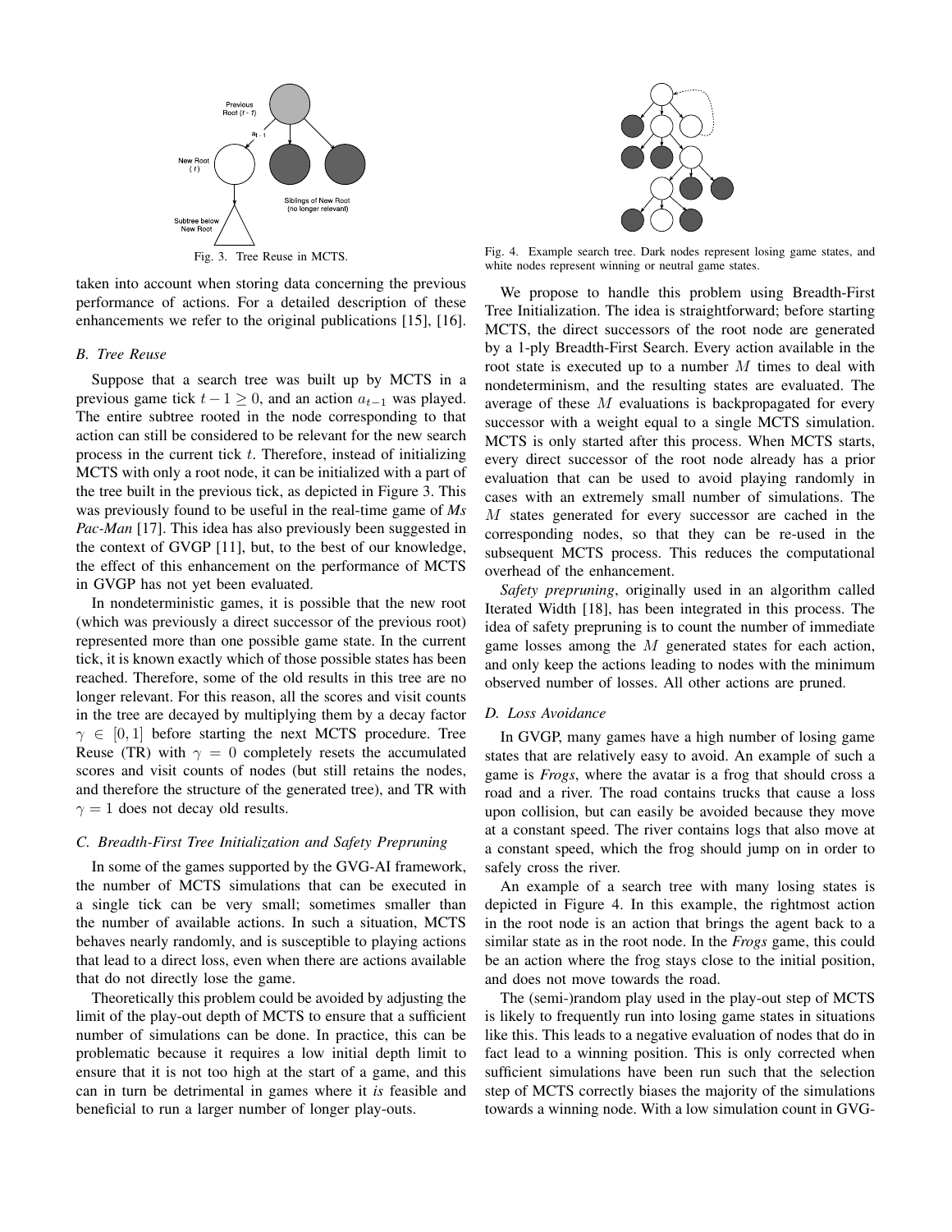Previous Root ($t$ - 1)

$a_{t-1}$

New Root ($t$)

Siblings of New Root (no longer relevant)

Subtree below New Root

Fig. 3. Tree Reuse in MCTS.

taken into account when storing data concerning the previous performance of actions. For a detailed description of these enhancements we refer to the original publications [15], [16].

### B. Tree Reuse

Suppose that a search tree was built up by MCTS in a previous game tick $t - 1 \geq 0$, and an action $a_{t-1}$ was played. The entire subtree rooted in the node corresponding to that action can still be considered to be relevant for the new search process in the current tick $t$. Therefore, instead of initializing MCTS with only a root node, it can be initialized with a part of the tree built in the previous tick, as depicted in Figure 3. This was previously found to be useful in the real-time game of *Ms Pac-Man* [17]. This idea has also previously been suggested in the context of GVGP [11], but, to the best of our knowledge, the effect of this enhancement on the performance of MCTS in GVGP has not yet been evaluated.

In nondeterministic games, it is possible that the new root (which was previously a direct successor of the previous root) represented more than one possible game state. In the current tick, it is known exactly which of those possible states has been reached. Therefore, some of the old results in this tree are no longer relevant. For this reason, all the scores and visit counts in the tree are decayed by multiplying them by a decay factor $\gamma \in [0, 1]$ before starting the next MCTS procedure. Tree Reuse (TR) with $\gamma = 0$ completely resets the accumulated scores and visit counts of nodes (but still retains the nodes, and therefore the structure of the generated tree), and TR with $\gamma = 1$ does not decay old results.

### C. Breadth-First Tree Initialization and Safety Prepruning

In some of the games supported by the GVG-AI framework, the number of MCTS simulations that can be executed in a single tick can be very small; sometimes smaller than the number of available actions. In such a situation, MCTS behaves nearly randomly, and is susceptible to playing actions that lead to a direct loss, even when there are actions available that do not directly lose the game.

Theoretically this problem could be avoided by adjusting the limit of the play-out depth of MCTS to ensure that a sufficient number of simulations can be done. In practice, this can be problematic because it requires a low initial depth limit to ensure that it is not too high at the start of a game, and this can in turn be detrimental in games where it *is* feasible and beneficial to run a larger number of longer play-outs.

Fig. 4. Example search tree. Dark nodes represent losing game states, and white nodes represent winning or neutral game states.

We propose to handle this problem using Breadth-First Tree Initialization. The idea is straightforward; before starting MCTS, the direct successors of the root node are generated by a 1-ply Breadth-First Search. Every action available in the root state is executed up to a number $M$ times to deal with nondeterminism, and the resulting states are evaluated. The average of these $M$ evaluations is backpropagated for every successor with a weight equal to a single MCTS simulation. MCTS is only started after this process. When MCTS starts, every direct successor of the root node already has a prior evaluation that can be used to avoid playing randomly in cases with an extremely small number of simulations. The $M$ states generated for every successor are cached in the corresponding nodes, so that they can be re-used in the subsequent MCTS process. This reduces the computational overhead of the enhancement.

*Safety prepruning*, originally used in an algorithm called Iterated Width [18], has been integrated in this process. The idea of safety prepruning is to count the number of immediate game losses among the $M$ generated states for each action, and only keep the actions leading to nodes with the minimum observed number of losses. All other actions are pruned.

### D. Loss Avoidance

In GVGP, many games have a high number of losing game states that are relatively easy to avoid. An example of such a game is *Frogs*, where the avatar is a frog that should cross a road and a river. The road contains trucks that cause a loss upon collision, but can easily be avoided because they move at a constant speed. The river contains logs that also move at a constant speed, which the frog should jump on in order to safely cross the river.

An example of a search tree with many losing states is depicted in Figure 4. In this example, the rightmost action in the root node is an action that brings the agent back to a similar state as in the root node. In the *Frogs* game, this could be an action where the frog stays close to the initial position, and does not move towards the road.

The (semi-)random play used in the play-out step of MCTS is likely to frequently run into losing game states in situations like this. This leads to a negative evaluation of nodes that do in fact lead to a winning position. This is only corrected when sufficient simulations have been run such that the selection step of MCTS correctly biases the majority of the simulations towards a winning node. With a low simulation count in GVG-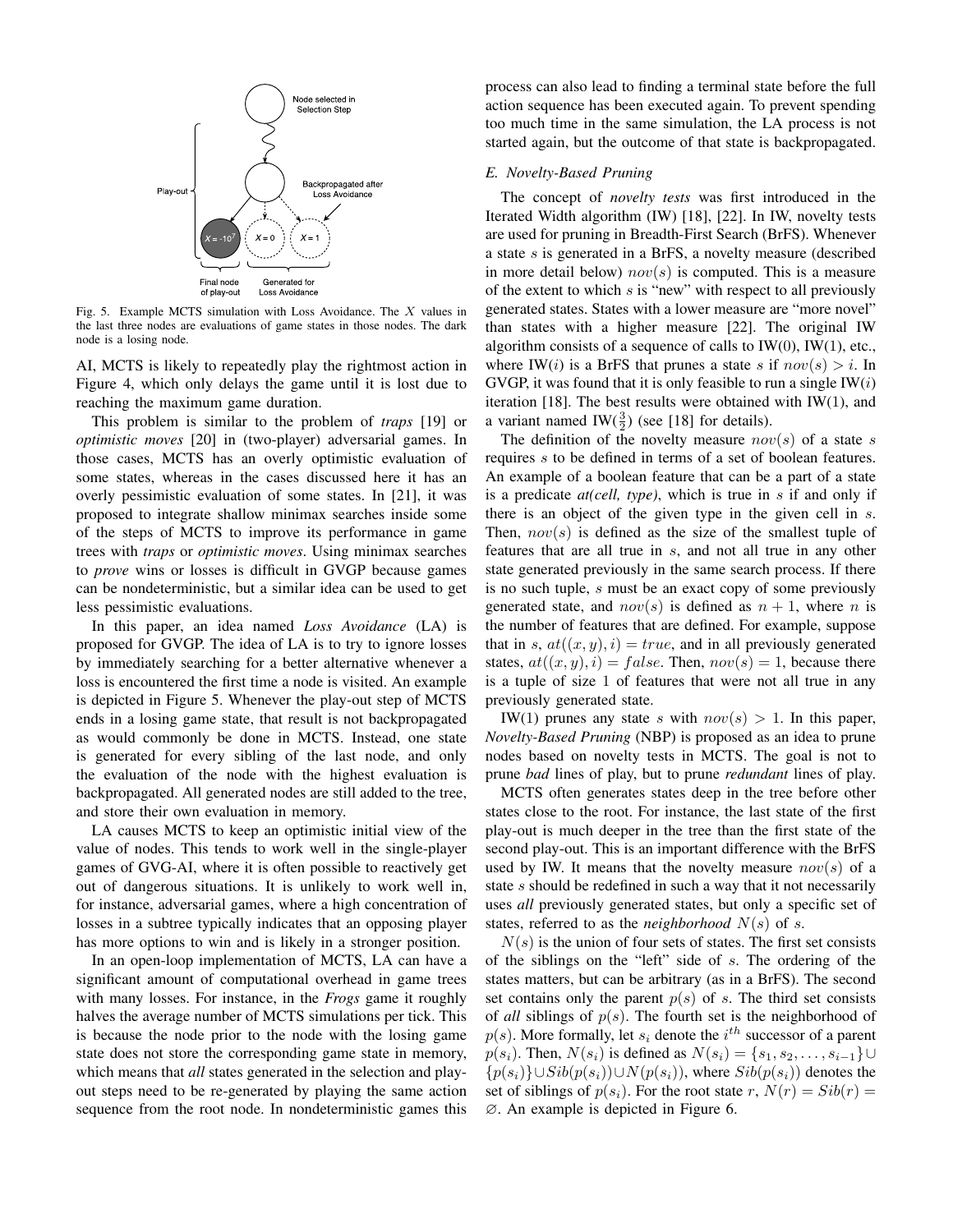Node selected in Selection Step

Play-out

Backpropagated after Loss Avoidance

$X = -10^7$

$X = 0$

$X = 1$

Final node of play-out

Generated for Loss Avoidance

Fig. 5. Example MCTS simulation with Loss Avoidance. The $X$ values in the last three nodes are evaluations of game states in those nodes. The dark node is a losing node.

AI, MCTS is likely to repeatedly play the rightmost action in Figure 4, which only delays the game until it is lost due to reaching the maximum game duration.

This problem is similar to the problem of *traps* [19] or *optimistic moves* [20] in (two-player) adversarial games. In those cases, MCTS has an overly optimistic evaluation of some states, whereas in the cases discussed here it has an overly pessimistic evaluation of some states. In [21], it was proposed to integrate shallow minimax searches inside some of the steps of MCTS to improve its performance in game trees with *traps* or *optimistic moves*. Using minimax searches to *prove* wins or losses is difficult in GVGP because games can be nondeterministic, but a similar idea can be used to get less pessimistic evaluations.

In this paper, an idea named *Loss Avoidance* (LA) is proposed for GVGP. The idea of LA is to try to ignore losses by immediately searching for a better alternative whenever a loss is encountered the first time a node is visited. An example is depicted in Figure 5. Whenever the play-out step of MCTS ends in a losing game state, that result is not backpropagated as would commonly be done in MCTS. Instead, one state is generated for every sibling of the last node, and only the evaluation of the node with the highest evaluation is backpropagated. All generated nodes are still added to the tree, and store their own evaluation in memory.

LA causes MCTS to keep an optimistic initial view of the value of nodes. This tends to work well in the single-player games of GVG-AI, where it is often possible to reactively get out of dangerous situations. It is unlikely to work well in, for instance, adversarial games, where a high concentration of losses in a subtree typically indicates that an opposing player has more options to win and is likely in a stronger position.

In an open-loop implementation of MCTS, LA can have a significant amount of computational overhead in game trees with many losses. For instance, in the *Frogs* game it roughly halves the average number of MCTS simulations per tick. This is because the node prior to the node with the losing game state does not store the corresponding game state in memory, which means that *all* states generated in the selection and play-out steps need to be re-generated by playing the same action sequence from the root node. In nondeterministic games this process can also lead to finding a terminal state before the full action sequence has been executed again. To prevent spending too much time in the same simulation, the LA process is not started again, but the outcome of that state is backpropagated.

### E. Novelty-Based Pruning

The concept of *novelty tests* was first introduced in the Iterated Width algorithm (IW) [18], [22]. In IW, novelty tests are used for pruning in Breadth-First Search (BrFS). Whenever a state $s$ is generated in a BrFS, a novelty measure (described in more detail below) $nov(s)$ is computed. This is a measure of the extent to which $s$ is "new" with respect to all previously generated states. States with a lower measure are "more novel" than states with a higher measure [22]. The original IW algorithm consists of a sequence of calls to IW(0), IW(1), etc., where IW($i$) is a BrFS that prunes a state $s$ if $nov(s) > i$. In GVGP, it was found that it is only feasible to run a single IW($i$) iteration [18]. The best results were obtained with IW(1), and a variant named IW($\frac{3}{2}$) (see [18] for details).

The definition of the novelty measure $nov(s)$ of a state $s$ requires $s$ to be defined in terms of a set of boolean features. An example of a boolean feature that can be a part of a state is a predicate *at(cell, type)*, which is true in $s$ if and only if there is an object of the given type in the given cell in $s$. Then, $nov(s)$ is defined as the size of the smallest tuple of features that are all true in $s$, and not all true in any other state generated previously in the same search process. If there is no such tuple, $s$ must be an exact copy of some previously generated state, and $nov(s)$ is defined as $n + 1$, where $n$ is the number of features that are defined. For example, suppose that in $s$, $at((x, y), i) = true$, and in all previously generated states, $at((x, y), i) = false$. Then, $nov(s) = 1$, because there is a tuple of size 1 of features that were not all true in any previously generated state.

IW(1) prunes any state $s$ with $nov(s) > 1$. In this paper, *Novelty-Based Pruning* (NBP) is proposed as an idea to prune nodes based on novelty tests in MCTS. The goal is not to prune *bad* lines of play, but to prune *redundant* lines of play.

MCTS often generates states deep in the tree before other states close to the root. For instance, the last state of the first play-out is much deeper in the tree than the first state of the second play-out. This is an important difference with the BrFS used by IW. It means that the novelty measure $nov(s)$ of a state $s$ should be redefined in such a way that it not necessarily uses *all* previously generated states, but only a specific set of states, referred to as the *neighborhood* $N(s)$ of $s$.

$N(s)$ is the union of four sets of states. The first set consists of the siblings on the "left" side of $s$. The ordering of the states matters, but can be arbitrary (as in a BrFS). The second set contains only the parent $p(s)$ of $s$. The third set consists of *all* siblings of $p(s)$. The fourth set is the neighborhood of $p(s)$. More formally, let $s_i$ denote the $i^{th}$ successor of a parent $p(s_i)$. Then, $N(s_i)$ is defined as $N(s_i) = \{s_1, s_2, \ldots, s_{i-1}\} \cup \{p(s_i)\} \cup Sib(p(s_i)) \cup N(p(s_i))$, where $Sib(p(s_i))$ denotes the set of siblings of $p(s_i)$. For the root state $r$, $N(r) = Sib(r) = \varnothing$. An example is depicted in Figure 6.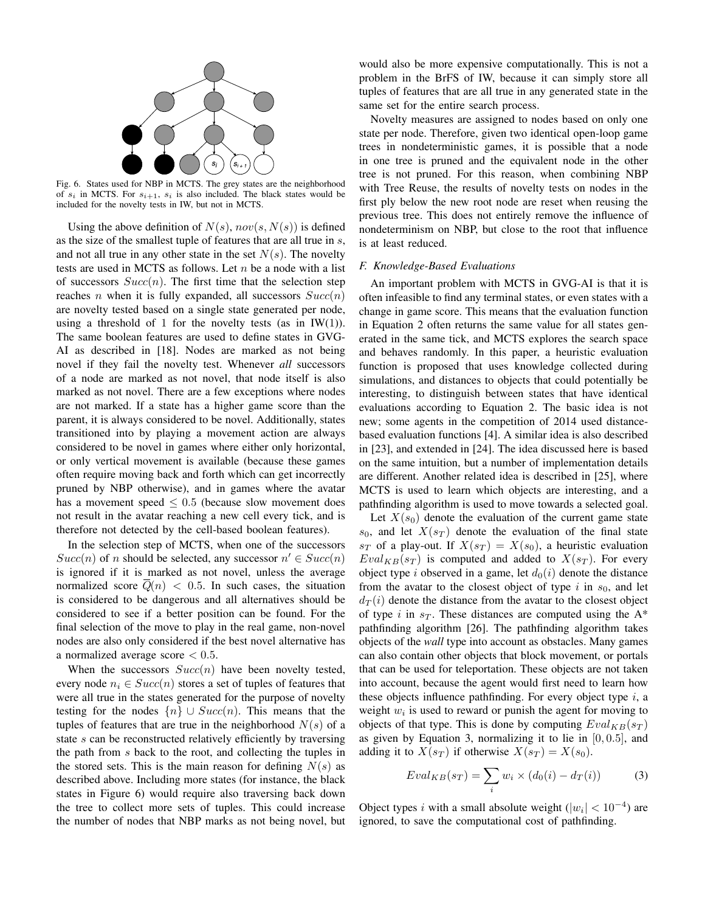Fig. 6. States used for NBP in MCTS. The grey states are the neighborhood of $s_i$ in MCTS. For $s_{i+1}$, $s_i$ is also included. The black states would be included for the novelty tests in IW, but not in MCTS.

Using the above definition of $N(s)$, $nov(s, N(s))$ is defined as the size of the smallest tuple of features that are all true in $s$, and not all true in any other state in the set $N(s)$. The novelty tests are used in MCTS as follows. Let $n$ be a node with a list of successors $Succ(n)$. The first time that the selection step reaches $n$ when it is fully expanded, all successors $Succ(n)$ are novelty tested based on a single state generated per node, using a threshold of 1 for the novelty tests (as in IW(1)). The same boolean features are used to define states in GVG-AI as described in [18]. Nodes are marked as not being novel if they fail the novelty test. Whenever *all* successors of a node are marked as not novel, that node itself is also marked as not novel. There are a few exceptions where nodes are not marked. If a state has a higher game score than the parent, it is always considered to be novel. Additionally, states transitioned into by playing a movement action are always considered to be novel in games where either only horizontal, or only vertical movement is available (because these games often require moving back and forth which can get incorrectly pruned by NBP otherwise), and in games where the avatar has a movement speed $\leq 0.5$ (because slow movement does not result in the avatar reaching a new cell every tick, and is therefore not detected by the cell-based boolean features).

In the selection step of MCTS, when one of the successors $Succ(n)$ of $n$ should be selected, any successor $n' \in Succ(n)$ is ignored if it is marked as not novel, unless the average normalized score $\overline{Q}(n) < 0.5$. In such cases, the situation is considered to be dangerous and all alternatives should be considered to see if a better position can be found. For the final selection of the move to play in the real game, non-novel nodes are also only considered if the best novel alternative has a normalized average score $< 0.5$.

When the successors $Succ(n)$ have been novelty tested, every node $n_i \in Succ(n)$ stores a set of tuples of features that were all true in the states generated for the purpose of novelty testing for the nodes $\{n\} \cup Succ(n)$. This means that the tuples of features that are true in the neighborhood $N(s)$ of a state $s$ can be reconstructed relatively efficiently by traversing the path from $s$ back to the root, and collecting the tuples in the stored sets. This is the main reason for defining $N(s)$ as described above. Including more states (for instance, the black states in Figure 6) would require also traversing back down the tree to collect more sets of tuples. This could increase the number of nodes that NBP marks as not being novel, but would also be more expensive computationally. This is not a problem in the BrFS of IW, because it can simply store all tuples of features that are all true in any generated state in the same set for the entire search process.

Novelty measures are assigned to nodes based on only one state per node. Therefore, given two identical open-loop game trees in nondeterministic games, it is possible that a node in one tree is pruned and the equivalent node in the other tree is not pruned. For this reason, when combining NBP with Tree Reuse, the results of novelty tests on nodes in the first ply below the new root node are reset when reusing the previous tree. This does not entirely remove the influence of nondeterminism on NBP, but close to the root that influence is at least reduced.

### F. Knowledge-Based Evaluations

An important problem with MCTS in GVG-AI is that it is often infeasible to find any terminal states, or even states with a change in game score. This means that the evaluation function in Equation 2 often returns the same value for all states generated in the same tick, and MCTS explores the search space and behaves randomly. In this paper, a heuristic evaluation function is proposed that uses knowledge collected during simulations, and distances to objects that could potentially be interesting, to distinguish between states that have identical evaluations according to Equation 2. The basic idea is not new; some agents in the competition of 2014 used distance-based evaluation functions [4]. A similar idea is also described in [23], and extended in [24]. The idea discussed here is based on the same intuition, but a number of implementation details are different. Another related idea is described in [25], where MCTS is used to learn which objects are interesting, and a pathfinding algorithm is used to move towards a selected goal.

Let $X(s_0)$ denote the evaluation of the current game state $s_0$, and let $X(s_T)$ denote the evaluation of the final state $s_T$ of a play-out. If $X(s_T) = X(s_0)$, a heuristic evaluation $Eval_{KB}(s_T)$ is computed and added to $X(s_T)$. For every object type $i$ observed in a game, let $d_0(i)$ denote the distance from the avatar to the closest object of type $i$ in $s_0$, and let $d_T(i)$ denote the distance from the avatar to the closest object of type $i$ in $s_T$. These distances are computed using the A* pathfinding algorithm [26]. The pathfinding algorithm takes objects of the *wall* type into account as obstacles. Many games can also contain other objects that block movement, or portals that can be used for teleportation. These objects are not taken into account, because the agent would first need to learn how these objects influence pathfinding. For every object type $i$, a weight $w_i$ is used to reward or punish the agent for moving to objects of that type. This is done by computing $Eval_{KB}(s_T)$ as given by Equation 3, normalizing it to lie in $[0, 0.5]$, and adding it to $X(s_T)$ if otherwise $X(s_T) = X(s_0)$.

$$Eval_{KB}(s_T) = \sum_i w_i \times (d_0(i) - d_T(i)) \qquad (3)$$

Object types $i$ with a small absolute weight ($|w_i| < 10^{-4}$) are ignored, to save the computational cost of pathfinding.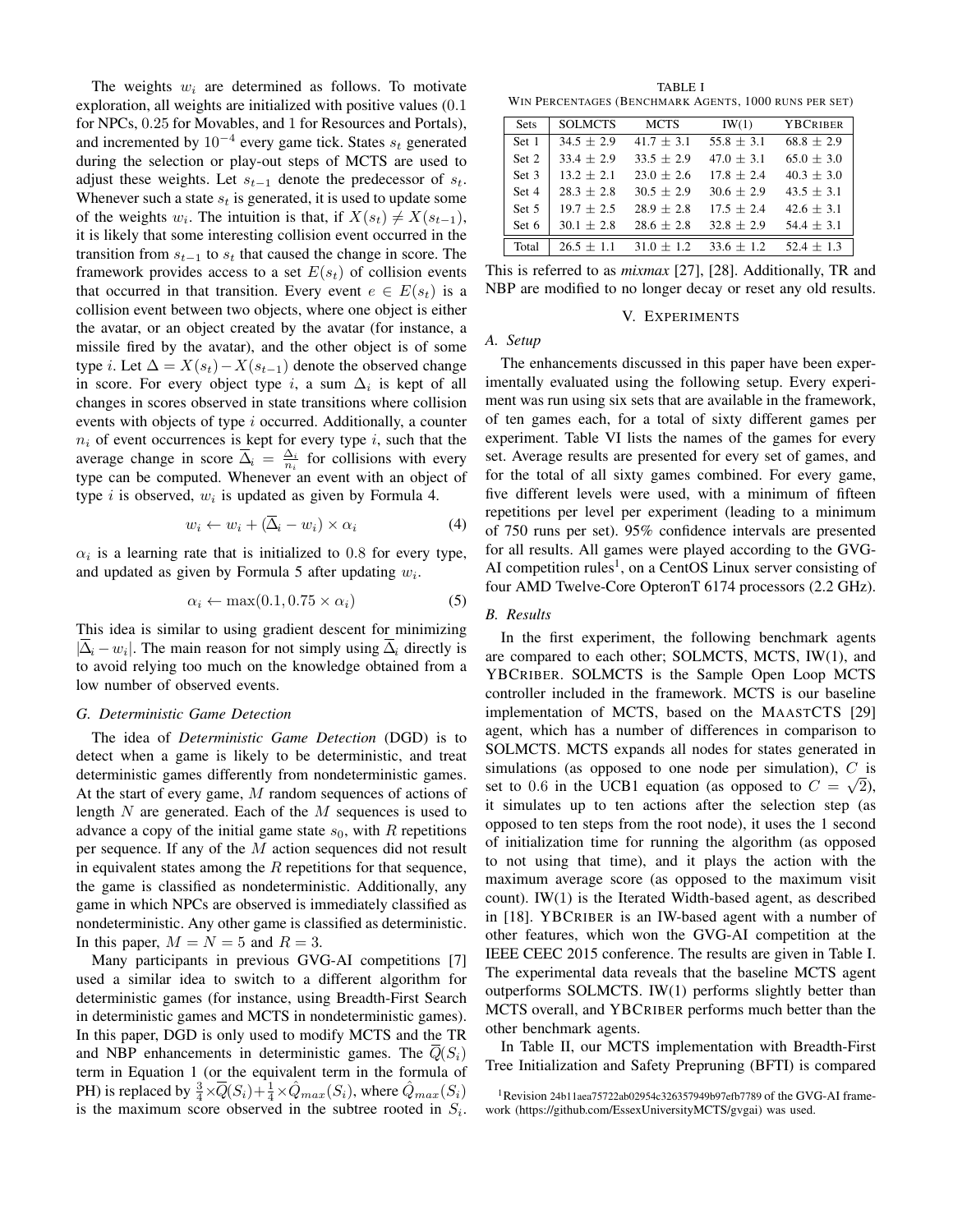The weights $w_i$ are determined as follows. To motivate exploration, all weights are initialized with positive values (0.1 for NPCs, 0.25 for Movables, and 1 for Resources and Portals), and incremented by $10^{-4}$ every game tick. States $s_t$ generated during the selection or play-out steps of MCTS are used to adjust these weights. Let $s_{t-1}$ denote the predecessor of $s_t$. Whenever such a state $s_t$ is generated, it is used to update some of the weights $w_i$. The intuition is that, if $X(s_t) \neq X(s_{t-1})$, it is likely that some interesting collision event occurred in the transition from $s_{t-1}$ to $s_t$ that caused the change in score. The framework provides access to a set $E(s_t)$ of collision events that occurred in that transition. Every event $e \in E(s_t)$ is a collision event between two objects, where one object is either the avatar, or an object created by the avatar (for instance, a missile fired by the avatar), and the other object is of some type $i$. Let $\Delta = X(s_t) - X(s_{t-1})$ denote the observed change in score. For every object type $i$, a sum $\Delta_i$ is kept of all changes in scores observed in state transitions where collision events with objects of type $i$ occurred. Additionally, a counter $n_i$ of event occurrences is kept for every type $i$, such that the average change in score $\overline{\Delta}_i = \frac{\Delta_i}{n_i}$ for collisions with every type can be computed. Whenever an event with an object of type $i$ is observed, $w_i$ is updated as given by Formula 4.

$$w_i \leftarrow w_i + (\overline{\Delta}_i - w_i) \times \alpha_i \tag{4}$$

$\alpha_i$ is a learning rate that is initialized to 0.8 for every type, and updated as given by Formula 5 after updating $w_i$.

$$\alpha_i \leftarrow \max(0.1, 0.75 \times \alpha_i) \tag{5}$$

This idea is similar to using gradient descent for minimizing $|\overline{\Delta}_i - w_i|$. The main reason for not simply using $\overline{\Delta}_i$ directly is to avoid relying too much on the knowledge obtained from a low number of observed events.

### G. Deterministic Game Detection

The idea of *Deterministic Game Detection* (DGD) is to detect when a game is likely to be deterministic, and treat deterministic games differently from nondeterministic games. At the start of every game, $M$ random sequences of actions of length $N$ are generated. Each of the $M$ sequences is used to advance a copy of the initial game state $s_0$, with $R$ repetitions per sequence. If any of the $M$ action sequences did not result in equivalent states among the $R$ repetitions for that sequence, the game is classified as nondeterministic. Additionally, any game in which NPCs are observed is immediately classified as nondeterministic. Any other game is classified as deterministic. In this paper, $M = N = 5$ and $R = 3$.

Many participants in previous GVG-AI competitions [7] used a similar idea to switch to a different algorithm for deterministic games (for instance, using Breadth-First Search in deterministic games and MCTS in nondeterministic games). In this paper, DGD is only used to modify MCTS and the TR and NBP enhancements in deterministic games. The $\overline{Q}(S_i)$ term in Equation 1 (or the equivalent term in the formula of PH) is replaced by $\frac{3}{4} \times \overline{Q}(S_i) + \frac{1}{4} \times \hat{Q}_{max}(S_i)$, where $\hat{Q}_{max}(S_i)$ is the maximum score observed in the subtree rooted in $S_i$. This is referred to as *mixmax* [27], [28]. Additionally, TR and NBP are modified to no longer decay or reset any old results.

TABLE I
WIN PERCENTAGES (BENCHMARK AGENTS, 1000 RUNS PER SET)

| Sets | SOLMCTS | MCTS | IW(1) | YBCRIBER |
|---|---|---|---|---|
| Set 1 | 34.5 ± 2.9 | 41.7 ± 3.1 | 55.8 ± 3.1 | 68.8 ± 2.9 |
| Set 2 | 33.4 ± 2.9 | 33.5 ± 2.9 | 47.0 ± 3.1 | 65.0 ± 3.0 |
| Set 3 | 13.2 ± 2.1 | 23.0 ± 2.6 | 17.8 ± 2.4 | 40.3 ± 3.0 |
| Set 4 | 28.3 ± 2.8 | 30.5 ± 2.9 | 30.6 ± 2.9 | 43.5 ± 3.1 |
| Set 5 | 19.7 ± 2.5 | 28.9 ± 2.8 | 17.5 ± 2.4 | 42.6 ± 3.1 |
| Set 6 | 30.1 ± 2.8 | 28.6 ± 2.8 | 32.8 ± 2.9 | 54.4 ± 3.1 |
| Total | 26.5 ± 1.1 | 31.0 ± 1.2 | 33.6 ± 1.2 | 52.4 ± 1.3 |

## V. EXPERIMENTS

### A. Setup

The enhancements discussed in this paper have been experimentally evaluated using the following setup. Every experiment was run using six sets that are available in the framework, of ten games each, for a total of sixty different games per experiment. Table VI lists the names of the games for every set. Average results are presented for every set of games, and for the total of all sixty games combined. For every game, five different levels were used, with a minimum of fifteen repetitions per level per experiment (leading to a minimum of 750 runs per set). 95% confidence intervals are presented for all results. All games were played according to the GVG-AI competition rules[1], on a CentOS Linux server consisting of four AMD Twelve-Core OpteronT 6174 processors (2.2 GHz).

### B. Results

In the first experiment, the following benchmark agents are compared to each other; SOLMCTS, MCTS, IW(1), and YBCRIBER. SOLMCTS is the Sample Open Loop MCTS controller included in the framework. MCTS is our baseline implementation of MCTS, based on the MAASTCTS [29] agent, which has a number of differences in comparison to SOLMCTS. MCTS expands all nodes for states generated in simulations (as opposed to one node per simulation), $C$ is set to 0.6 in the UCB1 equation (as opposed to $C = \sqrt{2}$), it simulates up to ten actions after the selection step (as opposed to ten steps from the root node), it uses the 1 second of initialization time for running the algorithm (as opposed to not using that time), and it plays the action with the maximum average score (as opposed to the maximum visit count). IW(1) is the Iterated Width-based agent, as described in [18]. YBCRIBER is an IW-based agent with a number of other features, which won the GVG-AI competition at the IEEE CEEC 2015 conference. The results are given in Table I. The experimental data reveals that the baseline MCTS agent outperforms SOLMCTS. IW(1) performs slightly better than MCTS overall, and YBCRIBER performs much better than the other benchmark agents.

In Table II, our MCTS implementation with Breadth-First Tree Initialization and Safety Prepruning (BFTI) is compared

[1] Revision 24b11aea75722ab02954c326357949b97efb7789 of the GVG-AI framework (https://github.com/EssexUniversityMCTS/gvgai) was used.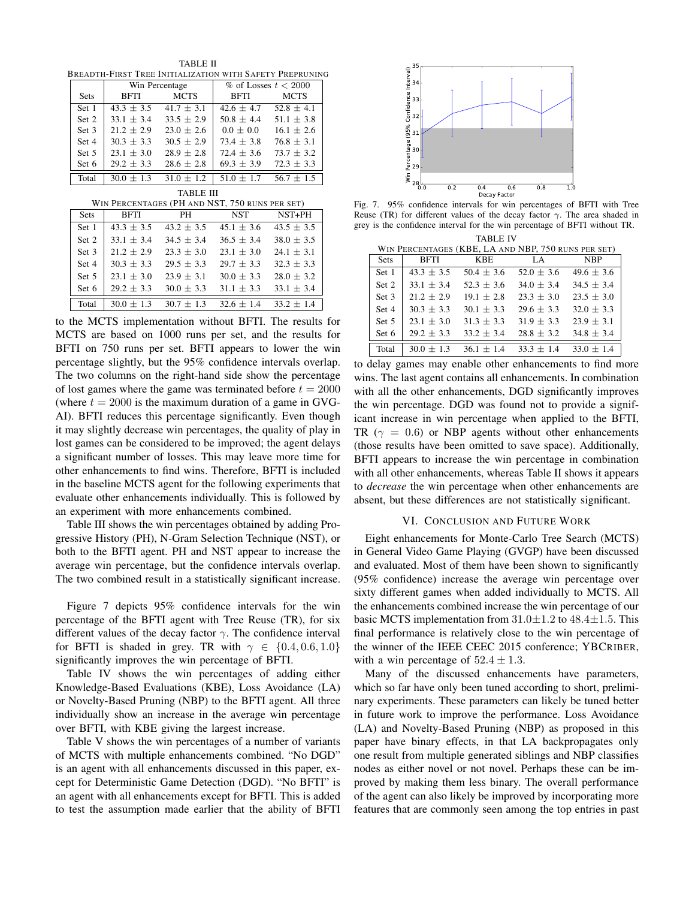TABLE II
BREADTH-FIRST TREE INITIALIZATION WITH SAFETY PREPRUNING

| Sets | Win Percentage | | % of Losses $t < 2000$ | |
|---|---|---|---|---|
| | BFTI | MCTS | BFTI | MCTS |
| Set 1 | 43.3 ± 3.5 | 41.7 ± 3.1 | 42.6 ± 4.7 | 52.8 ± 4.1 |
| Set 2 | 33.1 ± 3.4 | 33.5 ± 2.9 | 50.8 ± 4.4 | 51.1 ± 3.8 |
| Set 3 | 21.2 ± 2.9 | 23.0 ± 2.6 | 0.0 ± 0.0 | 16.1 ± 2.6 |
| Set 4 | 30.3 ± 3.3 | 30.5 ± 2.9 | 73.4 ± 3.8 | 76.8 ± 3.1 |
| Set 5 | 23.1 ± 3.0 | 28.9 ± 2.8 | 72.4 ± 3.6 | 73.7 ± 3.2 |
| Set 6 | 29.2 ± 3.3 | 28.6 ± 2.8 | 69.3 ± 3.9 | 72.3 ± 3.3 |
| Total | 30.0 ± 1.3 | 31.0 ± 1.2 | 51.0 ± 1.7 | 56.7 ± 1.5 |

TABLE III
WIN PERCENTAGES (PH AND NST, 750 RUNS PER SET)

| Sets | BFTI | PH | NST | NST+PH |
|---|---|---|---|---|
| Set 1 | 43.3 ± 3.5 | 43.2 ± 3.5 | 45.1 ± 3.6 | 43.5 ± 3.5 |
| Set 2 | 33.1 ± 3.4 | 34.5 ± 3.4 | 36.5 ± 3.4 | 38.0 ± 3.5 |
| Set 3 | 21.2 ± 2.9 | 23.3 ± 3.0 | 23.1 ± 3.0 | 24.1 ± 3.1 |
| Set 4 | 30.3 ± 3.3 | 29.5 ± 3.3 | 29.7 ± 3.3 | 32.3 ± 3.3 |
| Set 5 | 23.1 ± 3.0 | 23.9 ± 3.1 | 30.0 ± 3.3 | 28.0 ± 3.2 |
| Set 6 | 29.2 ± 3.3 | 30.0 ± 3.3 | 31.1 ± 3.3 | 33.1 ± 3.4 |
| Total | 30.0 ± 1.3 | 30.7 ± 1.3 | 32.6 ± 1.4 | 33.2 ± 1.4 |

to the MCTS implementation without BFTI. The results for MCTS are based on 1000 runs per set, and the results for BFTI on 750 runs per set. BFTI appears to lower the win percentage slightly, but the 95% confidence intervals overlap. The two columns on the right-hand side show the percentage of lost games where the game was terminated before $t = 2000$ (where $t = 2000$ is the maximum duration of a game in GVG-AI). BFTI reduces this percentage significantly. Even though it may slightly decrease win percentages, the quality of play in lost games can be considered to be improved; the agent delays a significant number of losses. This may leave more time for other enhancements to find wins. Therefore, BFTI is included in the baseline MCTS agent for the following experiments that evaluate other enhancements individually. This is followed by an experiment with more enhancements combined.

Table III shows the win percentages obtained by adding Progressive History (PH), N-Gram Selection Technique (NST), or both to the BFTI agent. PH and NST appear to increase the average win percentage, but the confidence intervals overlap. The two combined result in a statistically significant increase.

Figure 7 depicts 95% confidence intervals for the win percentage of the BFTI agent with Tree Reuse (TR), for six different values of the decay factor $\gamma$. The confidence interval for BFTI is shaded in grey. TR with $\gamma \in \{0.4, 0.6, 1.0\}$ significantly improves the win percentage of BFTI.

Table IV shows the win percentages of adding either Knowledge-Based Evaluations (KBE), Loss Avoidance (LA) or Novelty-Based Pruning (NBP) to the BFTI agent. All three individually show an increase in the average win percentage over BFTI, with KBE giving the largest increase.

Table V shows the win percentages of a number of variants of MCTS with multiple enhancements combined. "No DGD" is an agent with all enhancements discussed in this paper, except for Deterministic Game Detection (DGD). "No BFTI" is an agent with all enhancements except for BFTI. This is added to test the assumption made earlier that the ability of BFTI to delay games may enable other enhancements to find more wins. The last agent contains all enhancements. In combination with all the other enhancements, DGD significantly improves the win percentage. DGD was found not to provide a significant increase in win percentage when applied to the BFTI, TR ($\gamma = 0.6$) or NBP agents without other enhancements (those results have been omitted to save space). Additionally, BFTI appears to increase the win percentage in combination with all other enhancements, whereas Table II shows it appears to *decrease* the win percentage when other enhancements are absent, but these differences are not statistically significant.

Fig. 7. 95% confidence intervals for win percentages of BFTI with Tree Reuse (TR) for different values of the decay factor $\gamma$. The area shaded in grey is the confidence interval for the win percentage of BFTI without TR.

TABLE IV
WIN PERCENTAGES (KBE, LA AND NBP, 750 RUNS PER SET)

| Sets | BFTI | KBE | LA | NBP |
|---|---|---|---|---|
| Set 1 | 43.3 ± 3.5 | 50.4 ± 3.6 | 52.0 ± 3.6 | 49.6 ± 3.6 |
| Set 2 | 33.1 ± 3.4 | 52.3 ± 3.6 | 34.0 ± 3.4 | 34.5 ± 3.4 |
| Set 3 | 21.2 ± 2.9 | 19.1 ± 2.8 | 23.3 ± 3.0 | 23.5 ± 3.0 |
| Set 4 | 30.3 ± 3.3 | 30.1 ± 3.3 | 29.6 ± 3.3 | 32.0 ± 3.3 |
| Set 5 | 23.1 ± 3.0 | 31.3 ± 3.3 | 31.9 ± 3.3 | 23.9 ± 3.1 |
| Set 6 | 29.2 ± 3.3 | 33.2 ± 3.4 | 28.8 ± 3.2 | 34.8 ± 3.4 |
| Total | 30.0 ± 1.3 | 36.1 ± 1.4 | 33.3 ± 1.4 | 33.0 ± 1.4 |

## VI. CONCLUSION AND FUTURE WORK

Eight enhancements for Monte-Carlo Tree Search (MCTS) in General Video Game Playing (GVGP) have been discussed and evaluated. Most of them have been shown to significantly (95% confidence) increase the average win percentage over sixty different games when added individually to MCTS. All the enhancements combined increase the win percentage of our basic MCTS implementation from $31.0 \pm 1.2$ to $48.4 \pm 1.5$. This final performance is relatively close to the win percentage of the winner of the IEEE CEEC 2015 conference; YBCRIBER, with a win percentage of $52.4 \pm 1.3$.

Many of the discussed enhancements have parameters, which so far have only been tuned according to short, preliminary experiments. These parameters can likely be tuned better in future work to improve the performance. Loss Avoidance (LA) and Novelty-Based Pruning (NBP) as proposed in this paper have binary effects, in that LA backpropagates only one result from multiple generated siblings and NBP classifies nodes as either novel or not novel. Perhaps these can be improved by making them less binary. The overall performance of the agent can also likely be improved by incorporating more features that are commonly seen among the top entries in past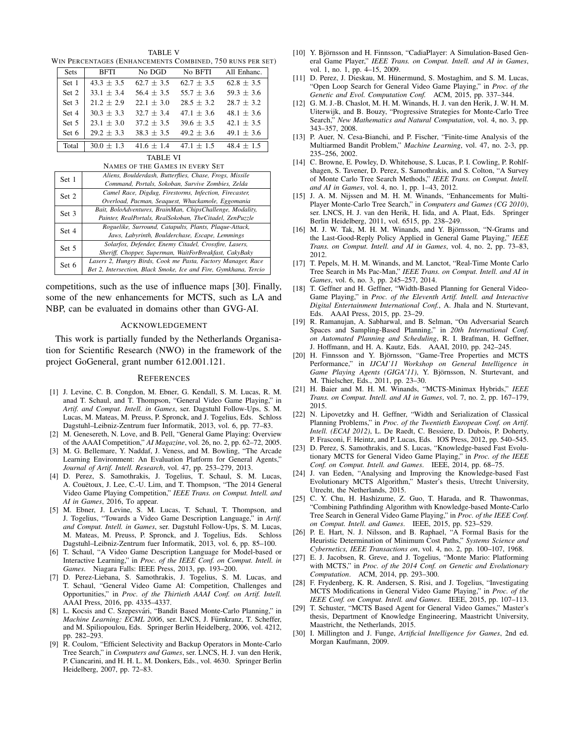TABLE V

WIN PERCENTAGES (ENHANCEMENTS COMBINED, 750 RUNS PER SET)

| Sets | BFTI | No DGD | No BFTI | All Enhanc. |
|---|---|---|---|---|
| Set 1 | $43.3 \pm 3.5$ | $62.7 \pm 3.5$ | $62.7 \pm 3.5$ | $62.8 \pm 3.5$ |
| Set 2 | $33.1 \pm 3.4$ | $56.4 \pm 3.5$ | $55.7 \pm 3.6$ | $59.3 \pm 3.6$ |
| Set 3 | $21.2 \pm 2.9$ | $22.1 \pm 3.0$ | $28.5 \pm 3.2$ | $28.7 \pm 3.2$ |
| Set 4 | $30.3 \pm 3.3$ | $32.7 \pm 3.4$ | $47.1 \pm 3.6$ | $48.1 \pm 3.6$ |
| Set 5 | $23.1 \pm 3.0$ | $37.2 \pm 3.5$ | $39.6 \pm 3.5$ | $42.1 \pm 3.5$ |
| Set 6 | $29.2 \pm 3.3$ | $38.3 \pm 3.5$ | $49.2 \pm 3.6$ | $49.1 \pm 3.6$ |
| Total | $30.0 \pm 1.3$ | $41.6 \pm 1.4$ | $47.1 \pm 1.5$ | $48.4 \pm 1.5$ |

TABLE VI

NAMES OF THE GAMES IN EVERY SET

| | |
|---|---|
| Set 1 | *Aliens, Boulderdash, Butterflies, Chase, Frogs, Missile Command, Portals, Sokoban, Survive Zombies, Zelda* |
| Set 2 | *Camel Race, Digdug, Firestorms, Infection, Firecaster, Overload, Pacman, Seaquest, Whackamole, Eggomania* |
| Set 3 | *Bait, BoloAdventures, BrainMan, ChipsChallenge, Modality, Painter, RealPortals, RealSokoban, TheCitadel, ZenPuzzle* |
| Set 4 | *Roguelike, Surround, Catapults, Plants, Plaque-Attack, Jaws, Labyrinth, Boulderchase, Escape, Lemmings* |
| Set 5 | *Solarfox, Defender, Enemy Citadel, Crossfire, Lasers, Sheriff, Chopper, Superman, WaitForBreakfast, CakyBaky* |
| Set 6 | *Lasers 2, Hungry Birds, Cook me Pasta, Factory Manager, Race Bet 2, Intersection, Black Smoke, Ice and Fire, Gymkhana, Tercio* |

competitions, such as the use of influence maps [30]. Finally, some of the new enhancements for MCTS, such as LA and NBP, can be evaluated in domains other than GVG-AI.

## ACKNOWLEDGEMENT

This work is partially funded by the Netherlands Organisation for Scientific Research (NWO) in the framework of the project GoGeneral, grant number 612.001.121.

## REFERENCES

[1] J. Levine, C. B. Congdon, M. Ebner, G. Kendall, S. M. Lucas, R. M. anad T. Schaul, and T. Thompson, "General Video Game Playing," in *Artif. and Comput. Intell. in Games*, ser. Dagstuhl Follow-Ups, S. M. Lucas, M. Mateas, M. Preuss, P. Spronck, and J. Togelius, Eds. Schloss Dagstuhl–Leibniz-Zentrum fuer Informatik, 2013, vol. 6, pp. 77–83.

[2] M. Genesereth, N. Love, and B. Pell, "General Game Playing: Overview of the AAAI Competition," *AI Magazine*, vol. 26, no. 2, pp. 62–72, 2005.

[3] M. G. Bellemare, Y. Naddaf, J. Veness, and M. Bowling, "The Arcade Learning Environment: An Evaluation Platform for General Agents," *Journal of Artif. Intell. Research*, vol. 47, pp. 253–279, 2013.

[4] D. Perez, S. Samothrakis, J. Togelius, T. Schaul, S. M. Lucas, A. Couëtoux, J. Lee, C.-U. Lim, and T. Thompson, "The 2014 General Video Game Playing Competition," *IEEE Trans. on Comput. Intell. and AI in Games*, 2016, To appear.

[5] M. Ebner, J. Levine, S. M. Lucas, T. Schaul, T. Thompson, and J. Togelius, "Towards a Video Game Description Language," in *Artif. and Comput. Intell. in Games*, ser. Dagstuhl Follow-Ups, S. M. Lucas, M. Mateas, M. Preuss, P. Spronck, and J. Togelius, Eds. Schloss Dagstuhl–Leibniz-Zentrum fuer Informatik, 2013, vol. 6, pp. 85–100.

[6] T. Schaul, "A Video Game Description Language for Model-based or Interactive Learning," in *Proc. of the IEEE Conf. on Comput. Intell. in Games*. Niagara Falls: IEEE Press, 2013, pp. 193–200.

[7] D. Perez-Liebana, S. Samothrakis, J. Togelius, S. M. Lucas, and T. Schaul, "General Video Game AI: Competition, Challenges and Opportunities," in *Proc. of the Thirtieth AAAI Conf. on Artif. Intell.* AAAI Press, 2016, pp. 4335–4337.

[8] L. Kocsis and C. Szepesvári, "Bandit Based Monte-Carlo Planning," in *Machine Learning: ECML 2006*, ser. LNCS, J. Fürnkranz, T. Scheffer, and M. Spiliopoulou, Eds. Springer Berlin Heidelberg, 2006, vol. 4212, pp. 282–293.

[9] R. Coulom, "Efficient Selectivity and Backup Operators in Monte-Carlo Tree Search," in *Computers and Games*, ser. LNCS, H. J. van den Herik, P. Ciancarini, and H. H. L. M. Donkers, Eds., vol. 4630. Springer Berlin Heidelberg, 2007, pp. 72–83.

[10] Y. Björnsson and H. Finnsson, "CadiaPlayer: A Simulation-Based General Game Player," *IEEE Trans. on Comput. Intell. and AI in Games*, vol. 1, no. 1, pp. 4–15, 2009.

[11] D. Perez, J. Dieskau, M. Hünermund, S. Mostaghim, and S. M. Lucas, "Open Loop Search for General Video Game Playing," in *Proc. of the Genetic and Evol. Computation Conf.* ACM, 2015, pp. 337–344.

[12] G. M. J.-B. Chaslot, M. H. M. Winands, H. J. van den Herik, J. W. H. M. Uiterwijk, and B. Bouzy, "Progressive Strategies for Monte-Carlo Tree Search," *New Mathematics and Natural Computation*, vol. 4, no. 3, pp. 343–357, 2008.

[13] P. Auer, N. Cesa-Bianchi, and P. Fischer, "Finite-time Analysis of the Multiarmed Bandit Problem," *Machine Learning*, vol. 47, no. 2-3, pp. 235–256, 2002.

[14] C. Browne, E. Powley, D. Whitehouse, S. Lucas, P. I. Cowling, P. Rohlfshagen, S. Tavener, D. Perez, S. Samothrakis, and S. Colton, "A Survey of Monte Carlo Tree Search Methods," *IEEE Trans. on Comput. Intell. and AI in Games*, vol. 4, no. 1, pp. 1–43, 2012.

[15] J. A. M. Nijssen and M. H. M. Winands, "Enhancements for Multi-Player Monte-Carlo Tree Search," in *Computers and Games (CG 2010)*, ser. LNCS, H. J. van den Herik, H. Iida, and A. Plaat, Eds. Springer Berlin Heidelberg, 2011, vol. 6515, pp. 238–249.

[16] M. J. W. Tak, M. H. M. Winands, and Y. Björnsson, "N-Grams and the Last-Good-Reply Policy Applied in General Game Playing," *IEEE Trans. on Comput. Intell. and AI in Games*, vol. 4, no. 2, pp. 73–83, 2012.

[17] T. Pepels, M. H. M. Winands, and M. Lanctot, "Real-Time Monte Carlo Tree Search in Ms Pac-Man," *IEEE Trans. on Comput. Intell. and AI in Games*, vol. 6, no. 3, pp. 245–257, 2014.

[18] T. Geffner and H. Geffner, "Width-Based Planning for General Video-Game Playing," in *Proc. of the Eleventh Artif. Intell. and Interactive Digital Entertainment International Conf.*, A. Jhala and N. Sturtevant, Eds. AAAI Press, 2015, pp. 23–29.

[19] R. Ramanujan, A. Sabharwal, and B. Selman, "On Adversarial Search Spaces and Sampling-Based Planning," in *20th International Conf. on Automated Planning and Scheduling*, R. I. Brafman, H. Geffner, J. Hoffmann, and H. A. Kautz, Eds. AAAI, 2010, pp. 242–245.

[20] H. Finnsson and Y. Björnsson, "Game-Tree Properties and MCTS Performance," in *IJCAI'11 Workshop on General Intelligence in Game Playing Agents (GIGA'11)*, Y. Björnsson, N. Sturtevant, and M. Thielscher, Eds., 2011, pp. 23–30.

[21] H. Baier and M. H. M. Winands, "MCTS-Minimax Hybrids," *IEEE Trans. on Comput. Intell. and AI in Games*, vol. 7, no. 2, pp. 167–179, 2015.

[22] N. Lipovetzky and H. Geffner, "Width and Serialization of Classical Planning Problems," in *Proc. of the Twentieth European Conf. on Artif. Intell. (ECAI 2012)*, L. De Raedt, C. Bessiere, D. Dubois, P. Doherty, P. Frasconi, F. Heintz, and P. Lucas, Eds. IOS Press, 2012, pp. 540–545.

[23] D. Perez, S. Samothrakis, and S. Lucas, "Knowledge-based Fast Evolutionary MCTS for General Video Game Playing," in *Proc. of the IEEE Conf. on Comput. Intell. and Games*. IEEE, 2014, pp. 68–75.

[24] J. van Eeden, "Analysing and Improving the Knowledge-based Fast Evolutionary MCTS Algorithm," Master's thesis, Utrecht University, Utrecht, the Netherlands, 2015.

[25] C. Y. Chu, H. Hashizume, Z. Guo, T. Harada, and R. Thawonmas, "Combining Pathfinding Algorithm with Knowledge-based Monte-Carlo Tree Search in General Video Game Playing," in *Proc. of the IEEE Conf. on Comput. Intell. and Games*. IEEE, 2015, pp. 523–529.

[26] P. E. Hart, N. J. Nilsson, and B. Raphael, "A Formal Basis for the Heuristic Determination of Minimum Cost Paths," *Systems Science and Cybernetics, IEEE Transactions on*, vol. 4, no. 2, pp. 100–107, 1968.

[27] E. J. Jacobsen, R. Greve, and J. Togelius, "Monte Mario: Platforming with MCTS," in *Proc. of the 2014 Conf. on Genetic and Evolutionary Computation*. ACM, 2014, pp. 293–300.

[28] F. Frydenberg, K. R. Andersen, S. Risi, and J. Togelius, "Investigating MCTS Modifications in General Video Game Playing," in *Proc. of the IEEE Conf. on Comput. Intell. and Games*. IEEE, 2015, pp. 107–113.

[29] T. Schuster, "MCTS Based Agent for General Video Games," Master's thesis, Department of Knowledge Engineering, Maastricht University, Maastricht, the Netherlands, 2015.

[30] I. Millington and J. Funge, *Artificial Intelligence for Games*, 2nd ed. Morgan Kaufmann, 2009.